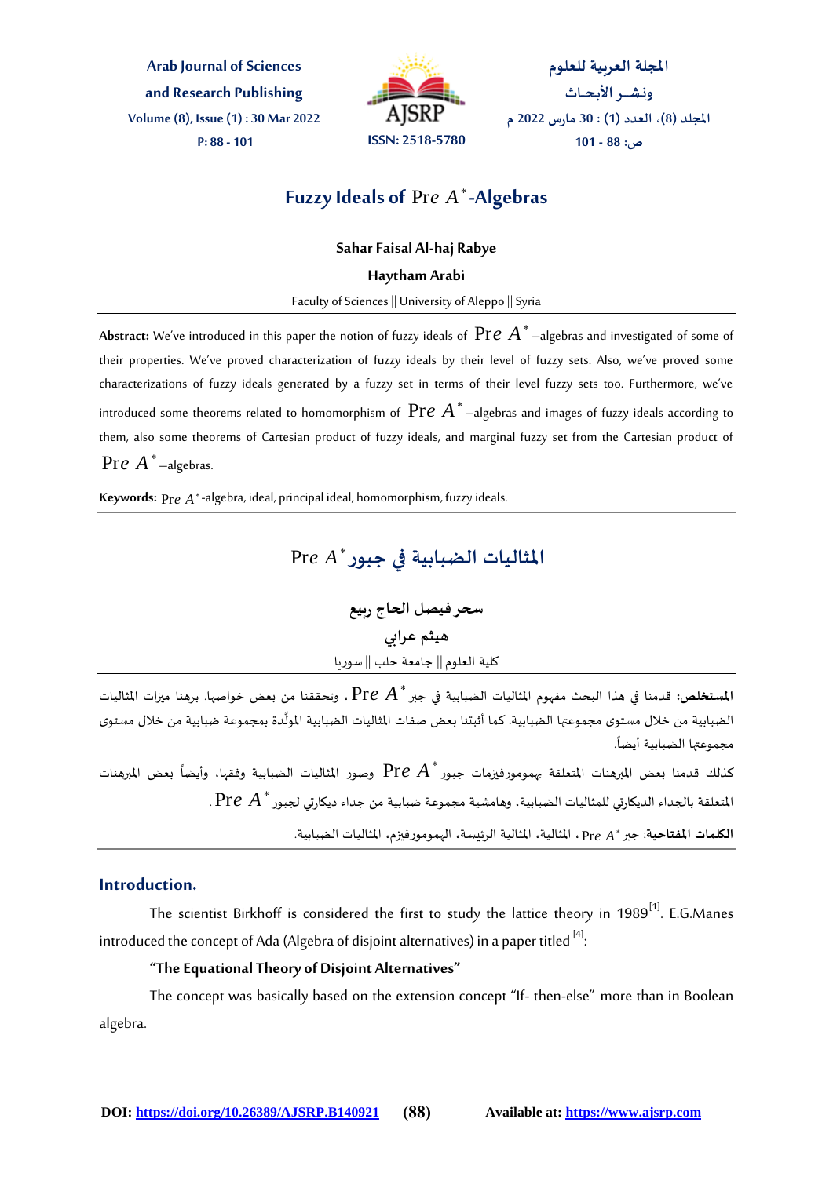# Fuzzy Ideals of $\text{Pre } A^*$-Algebras

**Sahar Faisal Al-haj Rabye**

**Haytham Arabi**

Faculty of Sciences || University of Aleppo || Syria

**Abstract:** We've introduced in this paper the notion of fuzzy ideals of $\text{Pre } A^*$ –algebras and investigated of some of their properties. We've proved characterization of fuzzy ideals by their level of fuzzy sets. Also, we've proved some characterizations of fuzzy ideals generated by a fuzzy set in terms of their level fuzzy sets too. Furthermore, we've introduced some theorems related to homomorphism of $\text{Pre } A^*$ –algebras and images of fuzzy ideals according to them, also some theorems of Cartesian product of fuzzy ideals, and marginal fuzzy set from the Cartesian product of $\text{Pre } A^*$ –algebras.

**Keywords:** $\text{Pre } A^*$-algebra, ideal, principal ideal, homomorphism, fuzzy ideals.

# المثاليات الضبابية في جبور $\text{Pre } A^*$

**سحر فيصل الحاج ربيع**

**هيثم عرابي**

كلية العلوم || جامعة حلب || سوريا

**المستخلص:** قدمنا في هذا البحث مفهوم المثاليات الضبابية في جبر $\text{Pre } A^*$، وتحققنا من بعض خواصها. برهنا ميزات المثاليات الضبابية من خلال مستوى مجموعتها الضبابية. كما أثبتنا بعض صفات المثاليات الضبابية المولَّدة بمجموعة ضبابية من خلال مستوى مجموعتها الضبابية أيضاً.

كذلك قدمنا بعض المبرهنات المتعلقة بهومومورفيزمات جبور $\text{Pre } A^*$ وصور المثاليات الضبابية وفقها، وأيضاً بعض المبرهنات المتعلقة بالجداء الديكارتي للمثاليات الضبابية، وهامشية مجموعة ضبابية من جداء ديكارتي لجبور $\text{Pre } A^*$.

**الكلمات المفتاحية:** جبر $\text{Pre } A^*$، المثالية، المثالية الرئيسة، الهومومورفيزم، المثاليات الضبابية.

## Introduction.

The scientist Birkhoff is considered the first to study the lattice theory in 1989[1]. E.G.Manes introduced the concept of Ada (Algebra of disjoint alternatives) in a paper titled [4]:

**"The Equational Theory of Disjoint Alternatives"**

The concept was basically based on the extension concept "If- then-else" more than in Boolean algebra.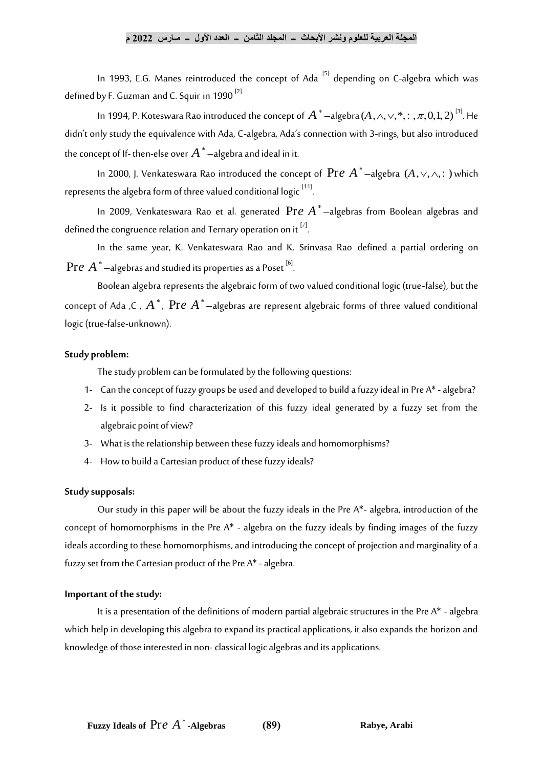In 1993, E.G. Manes reintroduced the concept of Ada [5] depending on C-algebra which was defined by F. Guzman and C. Squir in 1990 [2].

In 1994, P. Koteswara Rao introduced the concept of $A^*$ –algebra $(A, \wedge, \vee, *, :, \pi, 0, 1, 2)$ [3]. He didn't only study the equivalence with Ada, C-algebra, Ada's connection with 3-rings, but also introduced the concept of If- then-else over $A^*$ –algebra and ideal in it.

In 2000, J. Venkateswara Rao introduced the concept of $\text{Pre } A^*$ –algebra $(A, \vee, \wedge, :)$ which represents the algebra form of three valued conditional logic [11].

In 2009, Venkateswara Rao et al. generated $\text{Pre } A^*$ –algebras from Boolean algebras and defined the congruence relation and Ternary operation on it [7].

In the same year, K. Venkateswara Rao and K. Srinvasa Rao defined a partial ordering on $\text{Pre } A^*$ –algebras and studied its properties as a Poset [6].

Boolean algebra represents the algebraic form of two valued conditional logic (true-false), but the concept of Ada ,C , $A^*$, $\text{Pre } A^*$ –algebras are represent algebraic forms of three valued conditional logic (true-false-unknown).

**Study problem:**

The study problem can be formulated by the following questions:

1- Can the concept of fuzzy groups be used and developed to build a fuzzy ideal in Pre A* - algebra?
2- Is it possible to find characterization of this fuzzy ideal generated by a fuzzy set from the algebraic point of view?
3- What is the relationship between these fuzzy ideals and homomorphisms?
4- How to build a Cartesian product of these fuzzy ideals?

**Study supposals:**

Our study in this paper will be about the fuzzy ideals in the Pre A*- algebra, introduction of the concept of homomorphisms in the Pre A* - algebra on the fuzzy ideals by finding images of the fuzzy ideals according to these homomorphisms, and introducing the concept of projection and marginality of a fuzzy set from the Cartesian product of the Pre A* - algebra.

**Important of the study:**

It is a presentation of the definitions of modern partial algebraic structures in the Pre A* - algebra which help in developing this algebra to expand its practical applications, it also expands the horizon and knowledge of those interested in non- classical logic algebras and its applications.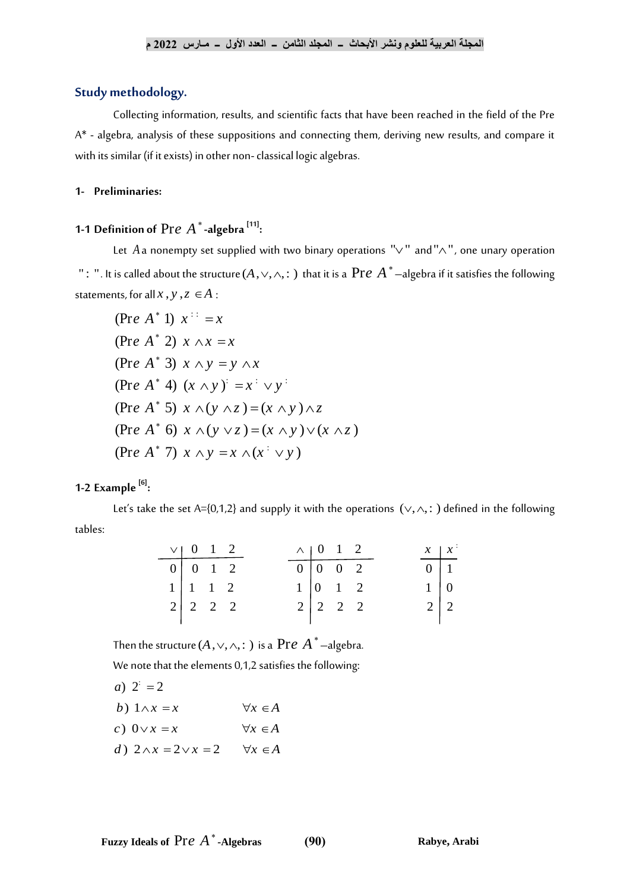## Study methodology.

Collecting information, results, and scientific facts that have been reached in the field of the Pre A* - algebra, analysis of these suppositions and connecting them, deriving new results, and compare it with its similar (if it exists) in other non- classical logic algebras.

### 1- Preliminaries:

#### 1-1 Definition of $\text{Pre } A^*$-algebra [11]:

Let $A$ a nonempty set supplied with two binary operations "$\vee$" and "$\wedge$", one unary operation "$:$". It is called about the structure $(A,\vee,\wedge,:)$ that it is a $\text{Pre } A^*$–algebra if it satisfies the following statements, for all $x, y, z \in A$:

$$(\text{Pre } A^*\ 1)\ x^{::} = x$$

$$(\text{Pre } A^*\ 2)\ x \wedge x = x$$

$$(\text{Pre } A^*\ 3)\ x \wedge y = y \wedge x$$

$$(\text{Pre } A^*\ 4)\ (x \wedge y)^{:} = x^{:} \vee y^{:}$$

$$(\text{Pre } A^*\ 5)\ x \wedge (y \wedge z) = (x \wedge y) \wedge z$$

$$(\text{Pre } A^*\ 6)\ x \wedge (y \vee z) = (x \wedge y) \vee (x \wedge z)$$

$$(\text{Pre } A^*\ 7)\ x \wedge y = x \wedge (x^{:} \vee y)$$

#### 1-2 Example [6]:

Let's take the set A={0,1,2} and supply it with the operations $(\vee,\wedge,:)$ defined in the following tables:

| $\vee$ | 0 | 1 | 2 |
|---|---|---|---|
| 0 | 0 | 1 | 2 |
| 1 | 1 | 1 | 2 |
| 2 | 2 | 2 | 2 |

| $\wedge$ | 0 | 1 | 2 |
|---|---|---|---|
| 0 | 0 | 0 | 2 |
| 1 | 0 | 1 | 2 |
| 2 | 2 | 2 | 2 |

| $x$ | $x^{:}$ |
|---|---|
| 0 | 1 |
| 1 | 0 |
| 2 | 2 |

Then the structure $(A,\vee,\wedge,:)$ is a $\text{Pre } A^*$–algebra.

We note that the elements 0,1,2 satisfies the following:

$a)\ 2^{:} = 2$

$b)\ 1 \wedge x = x \qquad \forall x \in A$

$c)\ 0 \vee x = x \qquad \forall x \in A$

$d)\ 2 \wedge x = 2 \vee x = 2 \qquad \forall x \in A$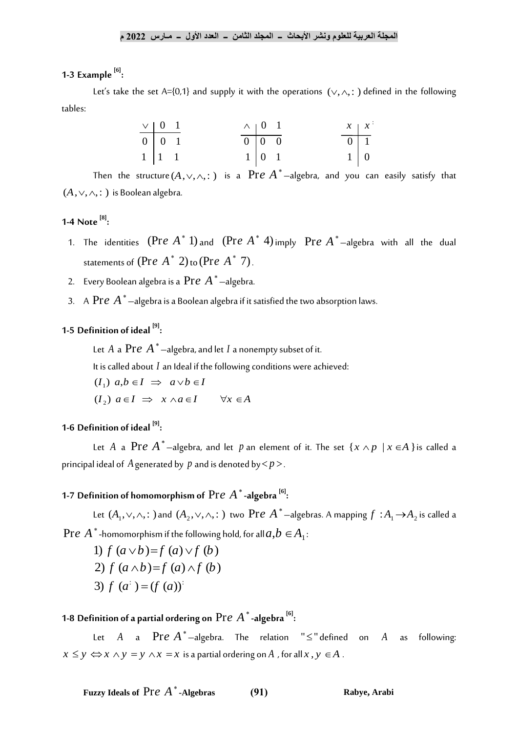### 1-3 Example [6]:

Let's take the set A={0,1} and supply it with the operations $(\vee, \wedge, ^{:})$ defined in the following tables:

| $\vee$ | 0 | 1 |
|---|---|---|
| 0 | 0 | 1 |
| 1 | 1 | 1 |

| $\wedge$ | 0 | 1 |
|---|---|---|
| 0 | 0 | 0 |
| 1 | 0 | 1 |

| $x$ | $x^{:}$ |
|---|---|
| 0 | 1 |
| 1 | 0 |

Then the structure $(A, \vee, \wedge, ^{:})$ is a $\text{Pre } A^*$–algebra, and you can easily satisfy that $(A, \vee, \wedge, ^{:})$ is Boolean algebra.

### 1-4 Note [8]:

1. The identities $(\text{Pre } A^* \ 1)$ and $(\text{Pre } A^* \ 4)$ imply $\text{Pre } A^*$–algebra with all the dual statements of $(\text{Pre } A^* \ 2)$ to $(\text{Pre } A^* \ 7)$.
2. Every Boolean algebra is a $\text{Pre } A^*$–algebra.
3. A $\text{Pre } A^*$–algebra is a Boolean algebra if it satisfied the two absorption laws.

### 1-5 Definition of ideal [9]:

Let $A$ a $\text{Pre } A^*$–algebra, and let $I$ a nonempty subset of it.

It is called about $I$ an Ideal if the following conditions were achieved:

$(I_1)\ a, b \in I \ \Rightarrow \ a \vee b \in I$

$(I_2)\ a \in I \ \Rightarrow \ x \wedge a \in I \qquad \forall x \in A$

### 1-6 Definition of ideal [9]:

Let $A$ a $\text{Pre } A^*$–algebra, and let $p$ an element of it. The set $\{x \wedge p \mid x \in A\}$ is called a principal ideal of $A$ generated by $p$ and is denoted by $< p >$.

### 1-7 Definition of homomorphism of $\text{Pre } A^*$-algebra [6]:

Let $(A_1, \vee, \wedge, ^{:})$ and $(A_2, \vee, \wedge, ^{:})$ two $\text{Pre } A^*$–algebras. A mapping $f : A_1 \to A_2$ is called a $\text{Pre } A^*$-homomorphism if the following hold, for all $a, b \in A_1$:

$$1)\ f(a \vee b) = f(a) \vee f(b)$$

$$2)\ f(a \wedge b) = f(a) \wedge f(b)$$

$$3)\ f(a^{:}) = (f(a))^{:}$$

### 1-8 Definition of a partial ordering on $\text{Pre } A^*$-algebra [6]:

Let $A$ a $\text{Pre } A^*$–algebra. The relation "$\leq$" defined on $A$ as following: $x \leq y \Leftrightarrow x \wedge y = y \wedge x = x$ is a partial ordering on $A$, for all $x, y \in A$.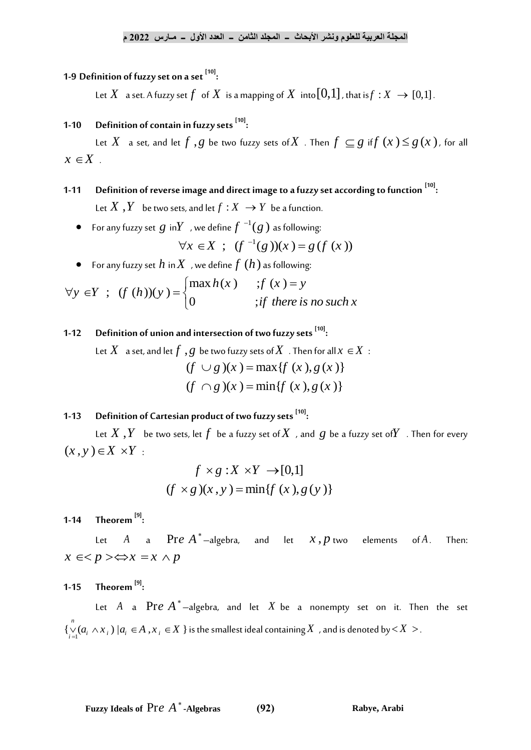### 1-9 Definition of fuzzy set on a set [10]:

Let $X$ a set. A fuzzy set $f$ of $X$ is a mapping of $X$ into $[0,1]$, that is $f : X \to [0,1]$.

### 1-10 Definition of contain in fuzzy sets [10]:

Let $X$ a set, and let $f, g$ be two fuzzy sets of $X$. Then $f \subseteq g$ if $f(x) \leq g(x)$, for all $x \in X$.

### 1-11 Definition of reverse image and direct image to a fuzzy set according to function [10]:

Let $X, Y$ be two sets, and let $f : X \to Y$ be a function.

- For any fuzzy set $g$ in $Y$, we define $f^{-1}(g)$ as following:

$$\forall x \in X \ ; \ (f^{-1}(g))(x) = g(f(x))$$

- For any fuzzy set $h$ in $X$, we define $f(h)$ as following:

$$\forall y \in Y \ ; \ (f(h))(y) = \begin{cases} \max h(x) & ; f(x) = y \\ 0 & ; if \ there \ is \ no \ such \ x \end{cases}$$

### 1-12 Definition of union and intersection of two fuzzy sets [10]:

Let $X$ a set, and let $f, g$ be two fuzzy sets of $X$. Then for all $x \in X$:

$$(f \cup g)(x) = \max\{f(x), g(x)\}$$

$$(f \cap g)(x) = \min\{f(x), g(x)\}$$

### 1-13 Definition of Cartesian product of two fuzzy sets [10]:

Let $X, Y$ be two sets, let $f$ be a fuzzy set of $X$, and $g$ be a fuzzy set of $Y$. Then for every $(x, y) \in X \times Y$:

$$f \times g : X \times Y \to [0,1]$$

$$(f \times g)(x, y) = \min\{f(x), g(y)\}$$

### 1-14 Theorem [9]:

Let $A$ a $\text{Pre}\, A^*$–algebra, and let $x, p$ two elements of $A$. Then: $x \in \langle p \rangle \Leftrightarrow x = x \wedge p$

### 1-15 Theorem [9]:

Let $A$ a $\text{Pre}\, A^*$–algebra, and let $X$ be a nonempty set on it. Then the set $\{\vee_{i=1}^{n}(a_i \wedge x_i) \mid a_i \in A, x_i \in X\}$ is the smallest ideal containing $X$, and is denoted by $\langle X \rangle$.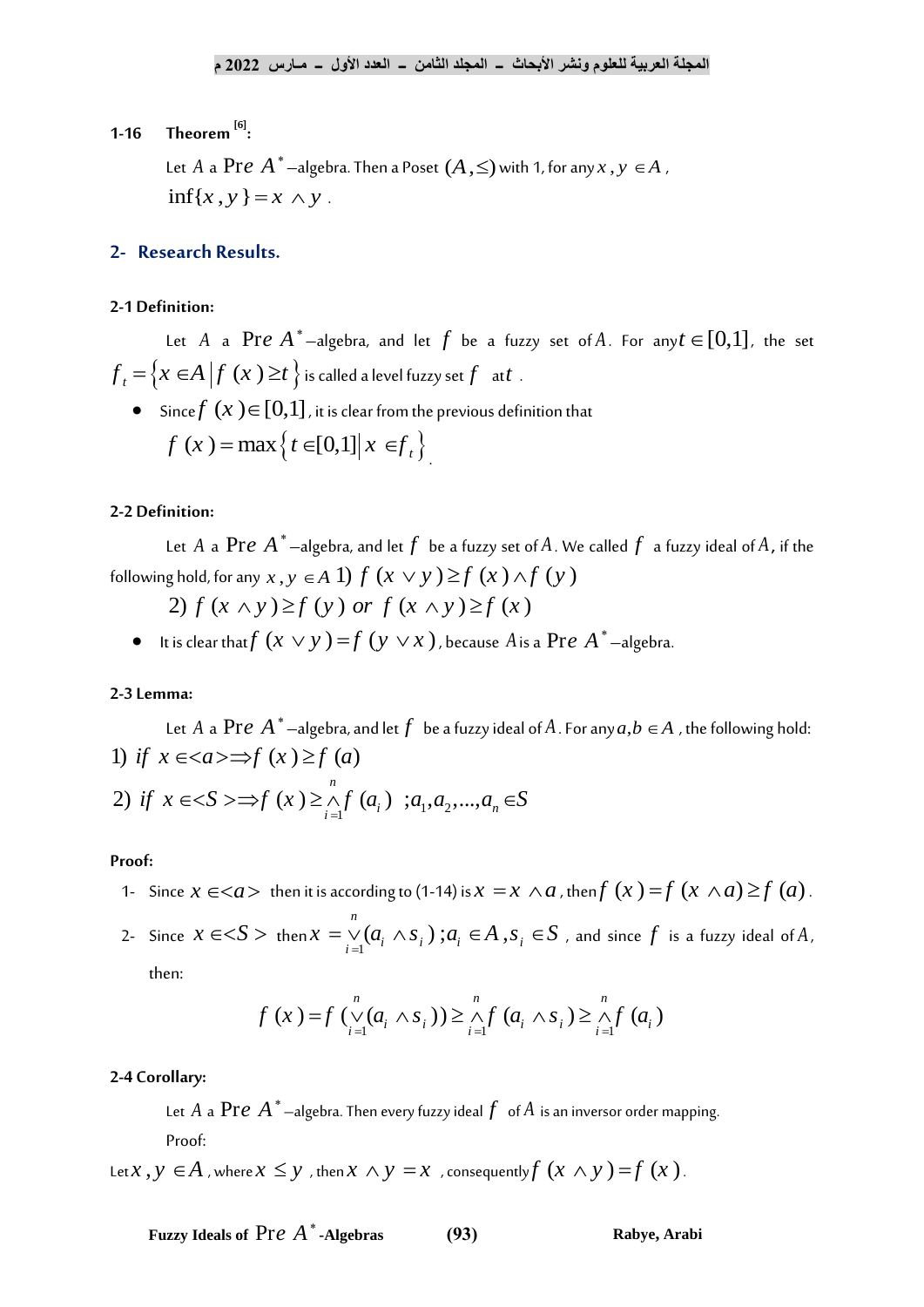**1-16 Theorem [6]:**

Let $A$ a $\mathrm{Pre}\ A^*$–algebra. Then a Poset $(A,\leq)$ with 1, for any $x,y\in A$,
$\inf\{x,y\}=x\wedge y$.

## 2- Research Results.

**2-1 Definition:**

Let $A$ a $\mathrm{Pre}\ A^*$–algebra, and let $f$ be a fuzzy set of $A$. For any $t\in[0,1]$, the set $f_t=\{x\in A \mid f(x)\geq t\}$ is called a level fuzzy set $f$ at $t$.

- Since $f(x)\in[0,1]$, it is clear from the previous definition that
  $f(x)=\max\{t\in[0,1] \mid x\in f_t\}$.

**2-2 Definition:**

Let $A$ a $\mathrm{Pre}\ A^*$–algebra, and let $f$ be a fuzzy set of $A$. We called $f$ a fuzzy ideal of $A$, if the following hold, for any $x,y\in A$ 1) $f(x\vee y)\geq f(x)\wedge f(y)$

2) $f(x\wedge y)\geq f(y)$ *or* $f(x\wedge y)\geq f(x)$

- It is clear that $f(x\vee y)=f(y\vee x)$, because $A$ is a $\mathrm{Pre}\ A^*$–algebra.

**2-3 Lemma:**

Let $A$ a $\mathrm{Pre}\ A^*$–algebra, and let $f$ be a fuzzy ideal of $A$. For any $a,b\in A$, the following hold:

1) *if* $x\in\langle a\rangle \Rightarrow f(x)\geq f(a)$

2) *if* $x\in\langle S\rangle \Rightarrow f(x)\geq \overset{n}{\underset{i=1}{\wedge}} f(a_i)\ \ ;a_1,a_2,\dots,a_n\in S$

**Proof:**

1- Since $x\in\langle a\rangle$ then it is according to (1-14) is $x=x\wedge a$, then $f(x)=f(x\wedge a)\geq f(a)$.

2- Since $x\in\langle S\rangle$ then $x=\overset{n}{\underset{i=1}{\vee}}(a_i\wedge s_i)\ ;a_i\in A, s_i\in S$, and since $f$ is a fuzzy ideal of $A$, then:

$$f(x)=f(\overset{n}{\underset{i=1}{\vee}}(a_i\wedge s_i))\geq \overset{n}{\underset{i=1}{\wedge}} f(a_i\wedge s_i)\geq \overset{n}{\underset{i=1}{\wedge}} f(a_i)$$

**2-4 Corollary:**

Let $A$ a $\mathrm{Pre}\ A^*$–algebra. Then every fuzzy ideal $f$ of $A$ is an inversor order mapping.

Proof:

Let $x,y\in A$, where $x\leq y$, then $x\wedge y=x$, consequently $f(x\wedge y)=f(x)$.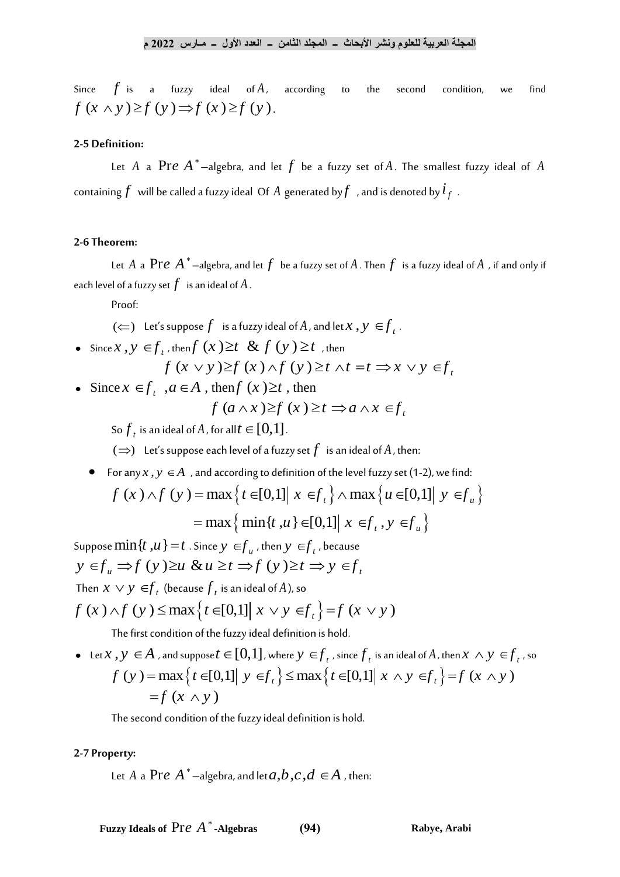Since $f$ is a fuzzy ideal of $A$, according to the second condition, we find $f(x \wedge y) \geq f(y) \Rightarrow f(x) \geq f(y)$.

**2-5 Definition:**

Let $A$ a $\mathrm{Pr}e\ A^*$–algebra, and let $f$ be a fuzzy set of $A$. The smallest fuzzy ideal of $A$ containing $f$ will be called a fuzzy ideal Of $A$ generated by $f$, and is denoted by $i_f$.

**2-6 Theorem:**

Let $A$ a $\mathrm{Pr}e\ A^*$–algebra, and let $f$ be a fuzzy set of $A$. Then $f$ is a fuzzy ideal of $A$, if and only if each level of a fuzzy set $f$ is an ideal of $A$.

Proof:

$(\Leftarrow)$ Let's suppose $f$ is a fuzzy ideal of $A$, and let $x, y \in f_t$.

- Since $x, y \in f_t$, then $f(x) \geq t$ & $f(y) \geq t$, then

$$f(x \vee y) \geq f(x) \wedge f(y) \geq t \wedge t = t \Rightarrow x \vee y \in f_t$$

- Since $x \in f_t$, $a \in A$, then $f(x) \geq t$, then

$$f(a \wedge x) \geq f(x) \geq t \Rightarrow a \wedge x \in f_t$$

So $f_t$ is an ideal of $A$, for all $t \in [0,1]$.

$(\Rightarrow)$ Let's suppose each level of a fuzzy set $f$ is an ideal of $A$, then:

- For any $x, y \in A$, and according to definition of the level fuzzy set (1-2), we find:

$$f(x) \wedge f(y) = \max\left\{ t \in [0,1] \middle| x \in f_t \right\} \wedge \max\left\{ u \in [0,1] \middle| y \in f_u \right\}$$

$$= \max\left\{ \min\{t,u\} \in [0,1] \middle| x \in f_t, y \in f_u \right\}$$

Suppose $\min\{t,u\} = t$. Since $y \in f_u$, then $y \in f_t$, because

$y \in f_u \Rightarrow f(y) \geq u$ & $u \geq t \Rightarrow f(y) \geq t \Rightarrow y \in f_t$

Then $x \vee y \in f_t$ (because $f_t$ is an ideal of $A$), so

$f(x) \wedge f(y) \leq \max\left\{ t \in [0,1] \middle| x \vee y \in f_t \right\} = f(x \vee y)$

The first condition of the fuzzy ideal definition is hold.

- Let $x, y \in A$, and suppose $t \in [0,1]$, where $y \in f_t$, since $f_t$ is an ideal of $A$, then $x \wedge y \in f_t$, so

$$f(y) = \max\left\{ t \in [0,1] \middle| y \in f_t \right\} \leq \max\left\{ t \in [0,1] \middle| x \wedge y \in f_t \right\} = f(x \wedge y)$$
$$= f(x \wedge y)$$

The second condition of the fuzzy ideal definition is hold.

**2-7 Property:**

Let $A$ a $\mathrm{Pr}e\ A^*$–algebra, and let $a, b, c, d \in A$, then: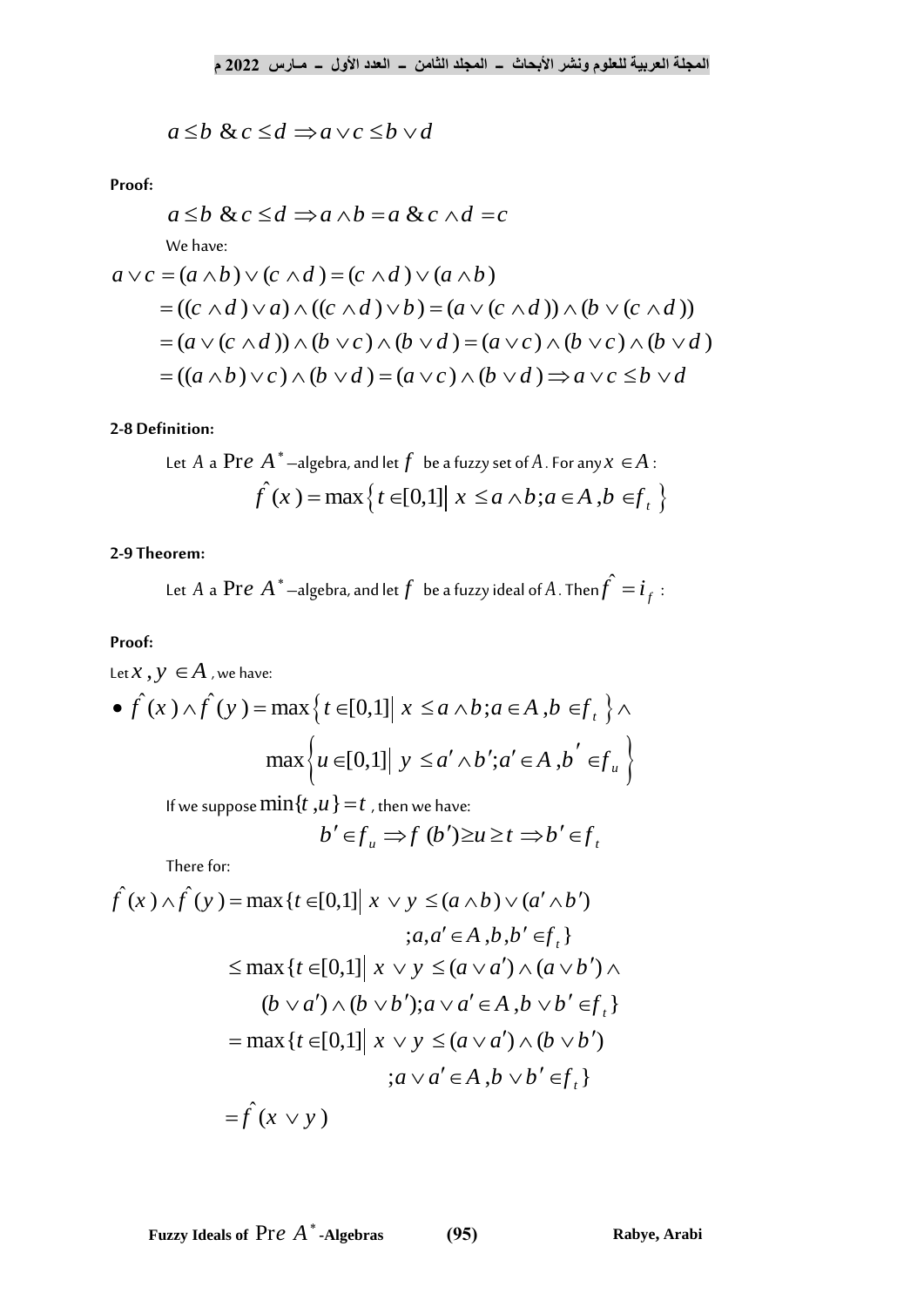$$a \le b \;\&\; c \le d \Rightarrow a \vee c \le b \vee d$$

**Proof:**

$$a \le b \;\&\; c \le d \Rightarrow a \wedge b = a \;\&\; c \wedge d = c$$

We have:

$$a \vee c = (a \wedge b) \vee (c \wedge d) = (c \wedge d) \vee (a \wedge b)$$

$$= ((c \wedge d) \vee a) \wedge ((c \wedge d) \vee b) = (a \vee (c \wedge d)) \wedge (b \vee (c \wedge d))$$

$$= (a \vee (c \wedge d)) \wedge (b \vee c) \wedge (b \vee d) = (a \vee c) \wedge (b \vee c) \wedge (b \vee d)$$

$$= ((a \wedge b) \vee c) \wedge (b \vee d) = (a \vee c) \wedge (b \vee d) \Rightarrow a \vee c \le b \vee d$$

**2-8 Definition:**

Let $A$ a $\Pr e\ A^*$ –algebra, and let $f$ be a fuzzy set of $A$. For any $x \in A$ :

$$\hat{f}(x) = \max\left\{ t \in [0,1] \,\middle|\, x \le a \wedge b; a \in A, b \in f_t \right\}$$

**2-9 Theorem:**

Let $A$ a $\Pr e\ A^*$ –algebra, and let $f$ be a fuzzy ideal of $A$. Then $\hat{f} = i_f$ :

**Proof:**

Let $x, y \in A$ , we have:

- $$\hat{f}(x) \wedge \hat{f}(y) = \max\left\{ t \in [0,1] \,\middle|\, x \le a \wedge b; a \in A, b \in f_t \right\} \wedge \max\left\{ u \in [0,1] \,\middle|\, y \le a' \wedge b'; a' \in A, b' \in f_u \right\}$$

If we suppose $\min\{t, u\} = t$ , then we have:

$$b' \in f_u \Rightarrow f(b') \ge u \ge t \Rightarrow b' \in f_t$$

There for:

$$\hat{f}(x) \wedge \hat{f}(y) = \max\{ t \in [0,1] \,|\, x \vee y \le (a \wedge b) \vee (a' \wedge b') \;; a, a' \in A, b, b' \in f_t \}$$

$$\le \max\{ t \in [0,1] \,|\, x \vee y \le (a \vee a') \wedge (a \vee b') \wedge (b \vee a') \wedge (b \vee b'); a \vee a' \in A, b \vee b' \in f_t \}$$

$$= \max\{ t \in [0,1] \,|\, x \vee y \le (a \vee a') \wedge (b \vee b') \;; a \vee a' \in A, b \vee b' \in f_t \}$$

$$= \hat{f}(x \vee y)$$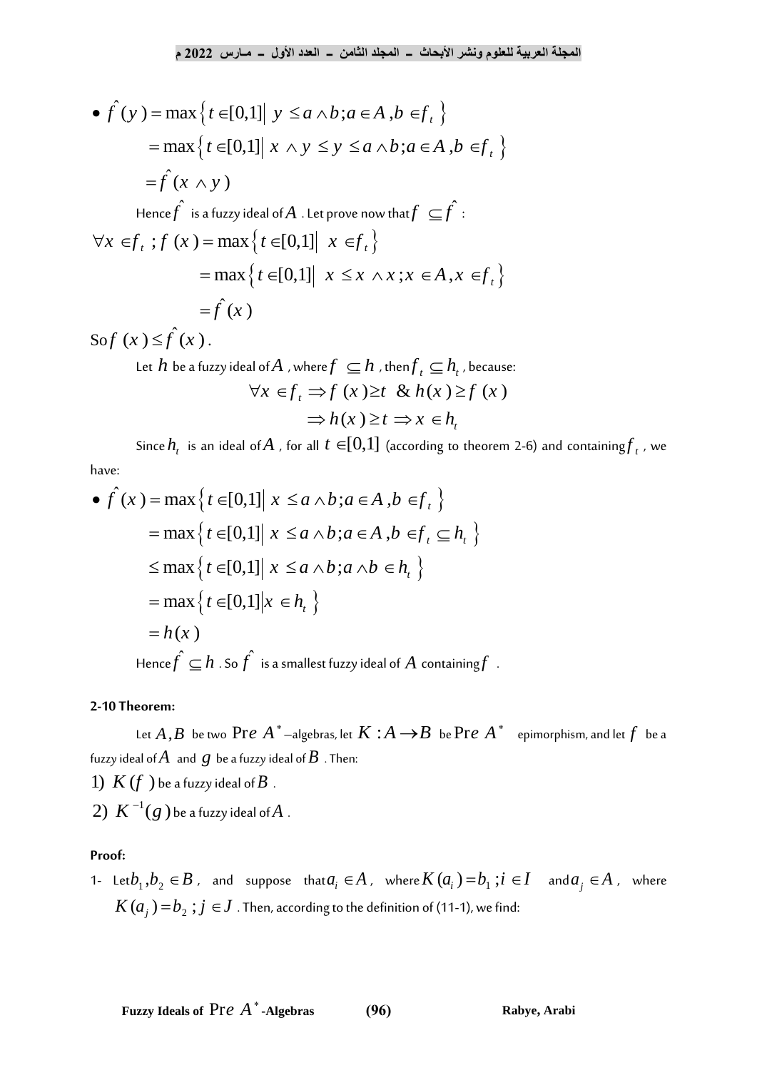- $\hat{f}(y) = \max\left\{ t \in [0,1] \middle| \ y \leq a \wedge b; a \in A, b \in f_t \right\}$

$$= \max\left\{ t \in [0,1] \middle| \ x \wedge y \leq y \leq a \wedge b; a \in A, b \in f_t \right\}$$

$$= \hat{f}(x \wedge y)$$

Hence $\hat{f}$ is a fuzzy ideal of $A$. Let prove now that $f \subseteq \hat{f}$ :

$$\forall x \in f_t \ ; f(x) = \max\left\{ t \in [0,1] \middle| \ x \in f_t \right\}$$

$$= \max\left\{ t \in [0,1] \middle| \ x \leq x \wedge x; x \in A, x \in f_t \right\}$$

$$= \hat{f}(x)$$

So $f(x) \leq \hat{f}(x)$.

Let $h$ be a fuzzy ideal of $A$, where $f \subseteq h$, then $f_t \subseteq h_t$, because:

$$\forall x \in f_t \Rightarrow f(x) \geq t \ \& \ h(x) \geq f(x)$$

$$\Rightarrow h(x) \geq t \Rightarrow x \in h_t$$

Since $h_t$ is an ideal of $A$, for all $t \in [0,1]$ (according to theorem 2-6) and containing $f_t$, we have:

- $\hat{f}(x) = \max\left\{ t \in [0,1] \middle| \ x \leq a \wedge b; a \in A, b \in f_t \right\}$

$$= \max\left\{ t \in [0,1] \middle| \ x \leq a \wedge b; a \in A, b \in f_t \subseteq h_t \right\}$$

$$\leq \max\left\{ t \in [0,1] \middle| \ x \leq a \wedge b; a \wedge b \in h_t \right\}$$

$$= \max\left\{ t \in [0,1] \middle| x \in h_t \right\}$$

$$= h(x)$$

Hence $\hat{f} \subseteq h$. So $\hat{f}$ is a smallest fuzzy ideal of $A$ containing $f$.

**2-10 Theorem:**

Let $A, B$ be two $\text{Pre } A^*$ –algebras, let $K : A \to B$ be $\text{Pre } A^*$ epimorphism, and let $f$ be a fuzzy ideal of $A$ and $g$ be a fuzzy ideal of $B$. Then:

1) $K(f)$ be a fuzzy ideal of $B$.

2) $K^{-1}(g)$ be a fuzzy ideal of $A$.

**Proof:**

1- Let $b_1, b_2 \in B$, and suppose that $a_i \in A$, where $K(a_i) = b_1 ; i \in I$ and $a_j \in A$, where $K(a_j) = b_2 \ ; j \in J$. Then, according to the definition of (11-1), we find: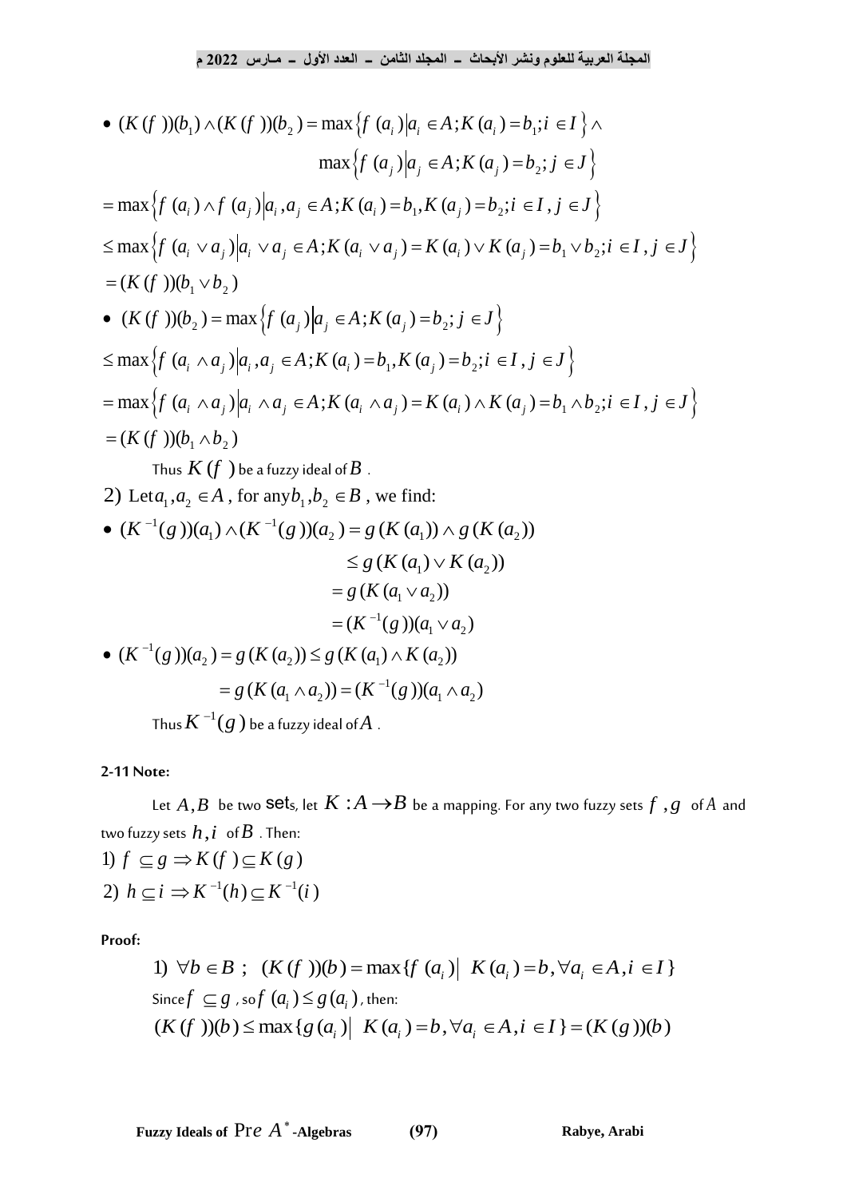- $(K(f))(b_1) \wedge (K(f))(b_2) = \max\left\{f(a_i) \middle| a_i \in A; K(a_i) = b_1; i \in I\right\} \wedge$

$$\max\left\{f(a_j) \middle| a_j \in A; K(a_j) = b_2; j \in J\right\}$$

$= \max\left\{f(a_i) \wedge f(a_j) \middle| a_i, a_j \in A; K(a_i) = b_1, K(a_j) = b_2; i \in I, j \in J\right\}$

$\leq \max\left\{f(a_i \vee a_j) \middle| a_i \vee a_j \in A; K(a_i \vee a_j) = K(a_i) \vee K(a_j) = b_1 \vee b_2; i \in I, j \in J\right\}$

$= (K(f))(b_1 \vee b_2)$

- $(K(f))(b_2) = \max\left\{f(a_j) \middle| a_j \in A; K(a_j) = b_2; j \in J\right\}$

$\leq \max\left\{f(a_i \wedge a_j) \middle| a_i, a_j \in A; K(a_i) = b_1, K(a_j) = b_2; i \in I, j \in J\right\}$

$= \max\left\{f(a_i \wedge a_j) \middle| a_i \wedge a_j \in A; K(a_i \wedge a_j) = K(a_i) \wedge K(a_j) = b_1 \wedge b_2; i \in I, j \in J\right\}$

$= (K(f))(b_1 \wedge b_2)$

Thus $K(f)$ be a fuzzy ideal of $B$ .

2) Let $a_1, a_2 \in A$ , for any $b_1, b_2 \in B$ , we find:

- $(K^{-1}(g))(a_1) \wedge (K^{-1}(g))(a_2) = g(K(a_1)) \wedge g(K(a_2))$

$$\leq g(K(a_1) \vee K(a_2))$$
$$= g(K(a_1 \vee a_2))$$
$$= (K^{-1}(g))(a_1 \vee a_2)$$

- $(K^{-1}(g))(a_2) = g(K(a_2)) \leq g(K(a_1) \wedge K(a_2))$

$$= g(K(a_1 \wedge a_2)) = (K^{-1}(g))(a_1 \wedge a_2)$$

Thus $K^{-1}(g)$ be a fuzzy ideal of $A$ .

**2-11 Note:**

Let $A, B$ be two sets, let $K : A \to B$ be a mapping. For any two fuzzy sets $f, g$ of $A$ and two fuzzy sets $h, i$ of $B$ . Then:

1) $f \subseteq g \Rightarrow K(f) \subseteq K(g)$

2) $h \subseteq i \Rightarrow K^{-1}(h) \subseteq K^{-1}(i)$

**Proof:**

1) $\forall b \in B$ ; $(K(f))(b) = \max\{f(a_i) \mid K(a_i) = b, \forall a_i \in A, i \in I\}$

Since $f \subseteq g$ , so $f(a_i) \leq g(a_i)$ , then:

$(K(f))(b) \leq \max\{g(a_i) \mid K(a_i) = b, \forall a_i \in A, i \in I\} = (K(g))(b)$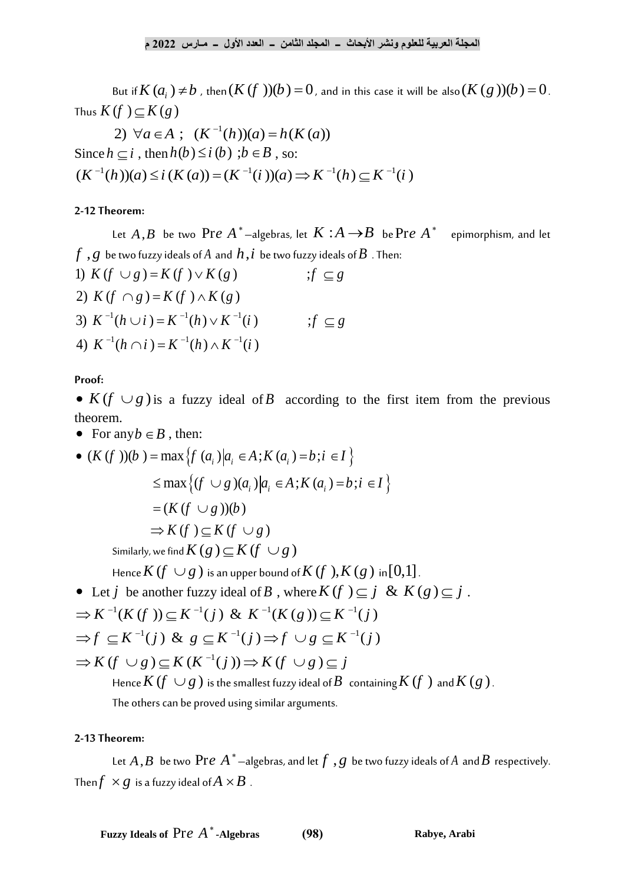But if $K(a_i) \neq b$ , then $(K(f))(b) = 0$, and in this case it will be also $(K(g))(b) = 0$. Thus $K(f) \subseteq K(g)$

2) $\forall a \in A \;;\; (K^{-1}(h))(a) = h(K(a))$

Since $h \subseteq i$ , then $h(b) \leq i(b) \;; b \in B$ , so:

$$(K^{-1}(h))(a) \leq i(K(a)) = (K^{-1}(i))(a) \Rightarrow K^{-1}(h) \subseteq K^{-1}(i)$$

**2-12 Theorem:**

Let $A, B$ be two $\text{Pre } A^*$–algebras, let $K : A \to B$ be $\text{Pre } A^*$ epimorphism, and let $f, g$ be two fuzzy ideals of $A$ and $h, i$ be two fuzzy ideals of $B$ . Then:

1) $K(f \cup g) = K(f) \vee K(g) \qquad ; f \subseteq g$

2) $K(f \cap g) = K(f) \wedge K(g)$

3) $K^{-1}(h \cup i) = K^{-1}(h) \vee K^{-1}(i) \qquad ; f \subseteq g$

4) $K^{-1}(h \cap i) = K^{-1}(h) \wedge K^{-1}(i)$

**Proof:**

- $K(f \cup g)$ is a fuzzy ideal of $B$ according to the first item from the previous theorem.
- For any $b \in B$ , then:
- $(K(f))(b) = \max\{ f(a_i) \mid a_i \in A; K(a_i) = b; i \in I \}$

$$\leq \max\{ (f \cup g)(a_i) \mid a_i \in A; K(a_i) = b; i \in I \}$$

$$= (K(f \cup g))(b)$$

$$\Rightarrow K(f) \subseteq K(f \cup g)$$

Similarly, we find $K(g) \subseteq K(f \cup g)$

Hence $K(f \cup g)$ is an upper bound of $K(f), K(g)$ in $[0,1]$.

- Let $j$ be another fuzzy ideal of $B$ , where $K(f) \subseteq j \;\&\; K(g) \subseteq j$ .

$$\Rightarrow K^{-1}(K(f)) \subseteq K^{-1}(j) \;\&\; K^{-1}(K(g)) \subseteq K^{-1}(j)$$

$$\Rightarrow f \subseteq K^{-1}(j) \;\&\; g \subseteq K^{-1}(j) \Rightarrow f \cup g \subseteq K^{-1}(j)$$

$$\Rightarrow K(f \cup g) \subseteq K(K^{-1}(j)) \Rightarrow K(f \cup g) \subseteq j$$

Hence $K(f \cup g)$ is the smallest fuzzy ideal of $B$ containing $K(f)$ and $K(g)$.

The others can be proved using similar arguments.

**2-13 Theorem:**

Let $A, B$ be two $\text{Pre } A^*$–algebras, and let $f, g$ be two fuzzy ideals of $A$ and $B$ respectively. Then $f \times g$ is a fuzzy ideal of $A \times B$ .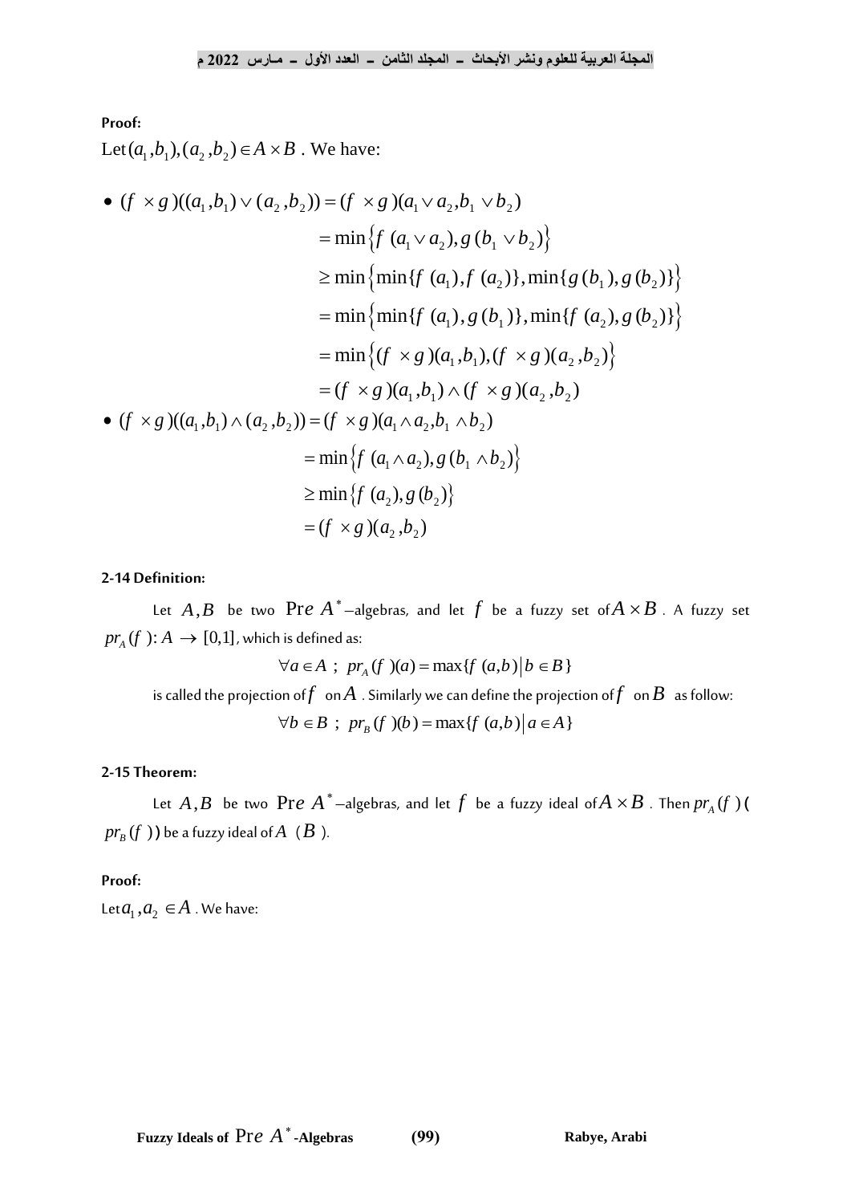**Proof:**

Let $(a_1,b_1),(a_2,b_2)\in A\times B$ . We have:

- $$(f\times g)((a_1,b_1)\vee(a_2,b_2)) = (f\times g)(a_1\vee a_2, b_1\vee b_2)$$
$$= \min\left\{f(a_1\vee a_2), g(b_1\vee b_2)\right\}$$
$$\ge \min\left\{\min\{f(a_1),f(a_2)\},\min\{g(b_1),g(b_2)\}\right\}$$
$$= \min\left\{\min\{f(a_1),g(b_1)\},\min\{f(a_2),g(b_2)\}\right\}$$
$$= \min\left\{(f\times g)(a_1,b_1),(f\times g)(a_2,b_2)\right\}$$
$$= (f\times g)(a_1,b_1)\wedge(f\times g)(a_2,b_2)$$

- $$(f\times g)((a_1,b_1)\wedge(a_2,b_2)) = (f\times g)(a_1\wedge a_2, b_1\wedge b_2)$$
$$= \min\left\{f(a_1\wedge a_2), g(b_1\wedge b_2)\right\}$$
$$\ge \min\left\{f(a_2), g(b_2)\right\}$$
$$= (f\times g)(a_2,b_2)$$

**2-14 Definition:**

Let $A,B$ be two $\mathrm{Pre}\ A^*$–algebras, and let $f$ be a fuzzy set of $A\times B$ . A fuzzy set $pr_A(f): A\to[0,1]$, which is defined as:

$$\forall a\in A\ ;\ pr_A(f)(a)=\max\{f(a,b)\,|\,b\in B\}$$

is called the projection of $f$ on $A$ . Similarly we can define the projection of $f$ on $B$ as follow:

$$\forall b\in B\ ;\ pr_B(f)(b)=\max\{f(a,b)\,|\,a\in A\}$$

**2-15 Theorem:**

Let $A,B$ be two $\mathrm{Pre}\ A^*$–algebras, and let $f$ be a fuzzy ideal of $A\times B$ . Then $pr_A(f)$ ( $pr_B(f)$ ) be a fuzzy ideal of $A$ ( $B$ ).

**Proof:**

Let $a_1,a_2\in A$ . We have: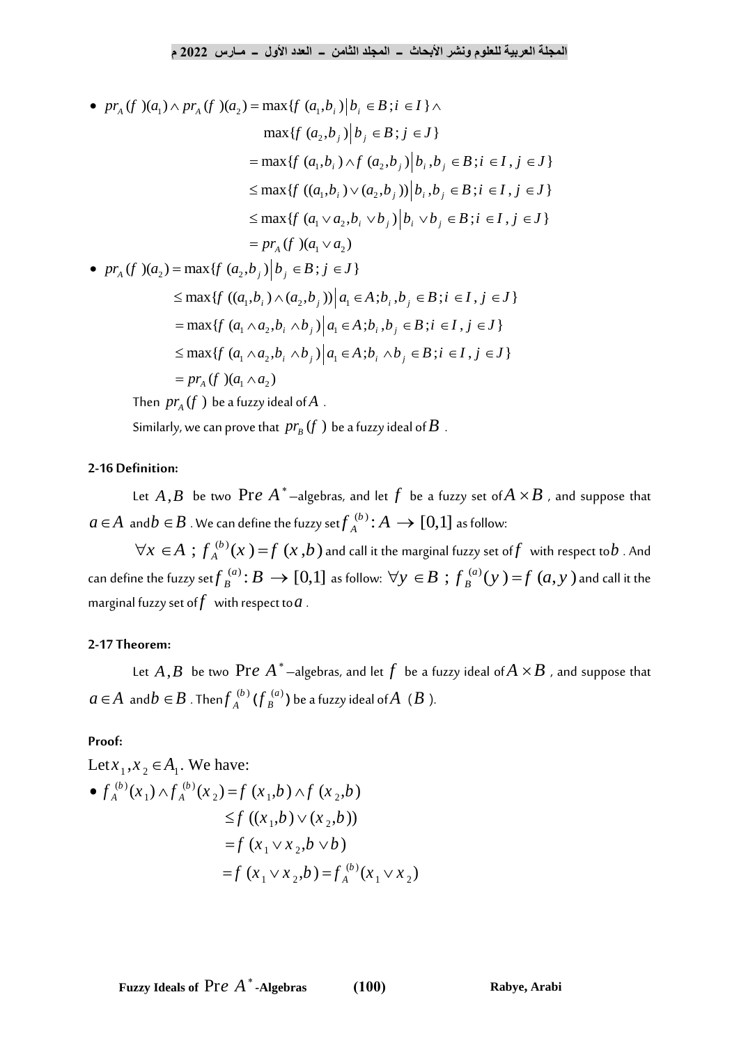- $pr_A(f)(a_1) \wedge pr_A(f)(a_2) = \max\{f(a_1,b_i) \big| b_i \in B; i \in I\} \wedge$

$$\begin{aligned}
&\max\{f(a_2,b_j) \big| b_j \in B; j \in J\} \\
&= \max\{f(a_1,b_i) \wedge f(a_2,b_j) \big| b_i, b_j \in B; i \in I, j \in J\} \\
&\leq \max\{f((a_1,b_i) \vee (a_2,b_j)) \big| b_i, b_j \in B; i \in I, j \in J\} \\
&\leq \max\{f(a_1 \vee a_2, b_i \vee b_j) \big| b_i \vee b_j \in B; i \in I, j \in J\} \\
&= pr_A(f)(a_1 \vee a_2)
\end{aligned}$$

- $pr_A(f)(a_2) = \max\{f(a_2,b_j) \big| b_j \in B; j \in J\}$

$$\begin{aligned}
&\leq \max\{f((a_1,b_i) \wedge (a_2,b_j)) \big| a_1 \in A; b_i, b_j \in B; i \in I, j \in J\} \\
&= \max\{f(a_1 \wedge a_2, b_i \wedge b_j) \big| a_1 \in A; b_i, b_j \in B; i \in I, j \in J\} \\
&\leq \max\{f(a_1 \wedge a_2, b_i \wedge b_j) \big| a_1 \in A; b_i \wedge b_j \in B; i \in I, j \in J\} \\
&= pr_A(f)(a_1 \wedge a_2)
\end{aligned}$$

Then $pr_A(f)$ be a fuzzy ideal of $A$.

Similarly, we can prove that $pr_B(f)$ be a fuzzy ideal of $B$.

**2-16 Definition:**

Let $A, B$ be two $\mathrm{Pre}\ A^*$–algebras, and let $f$ be a fuzzy set of $A \times B$, and suppose that $a \in A$ and $b \in B$. We can define the fuzzy set $f_A^{(b)} : A \to [0,1]$ as follow:

$\forall x \in A\ ;\ f_A^{(b)}(x) = f(x,b)$ and call it the marginal fuzzy set of $f$ with respect to $b$. And can define the fuzzy set $f_B^{(a)} : B \to [0,1]$ as follow: $\forall y \in B\ ;\ f_B^{(a)}(y) = f(a,y)$ and call it the marginal fuzzy set of $f$ with respect to $a$.

**2-17 Theorem:**

Let $A, B$ be two $\mathrm{Pre}\ A^*$–algebras, and let $f$ be a fuzzy ideal of $A \times B$, and suppose that $a \in A$ and $b \in B$. Then $f_A^{(b)}$ ($f_B^{(a)}$) be a fuzzy ideal of $A$ ($B$).

**Proof:**

Let $x_1, x_2 \in A_1$. We have:

- $f_A^{(b)}(x_1) \wedge f_A^{(b)}(x_2) = f(x_1,b) \wedge f(x_2,b)$

$$\begin{aligned}
&\leq f((x_1,b) \vee (x_2,b)) \\
&= f(x_1 \vee x_2, b \vee b) \\
&= f(x_1 \vee x_2, b) = f_A^{(b)}(x_1 \vee x_2)
\end{aligned}$$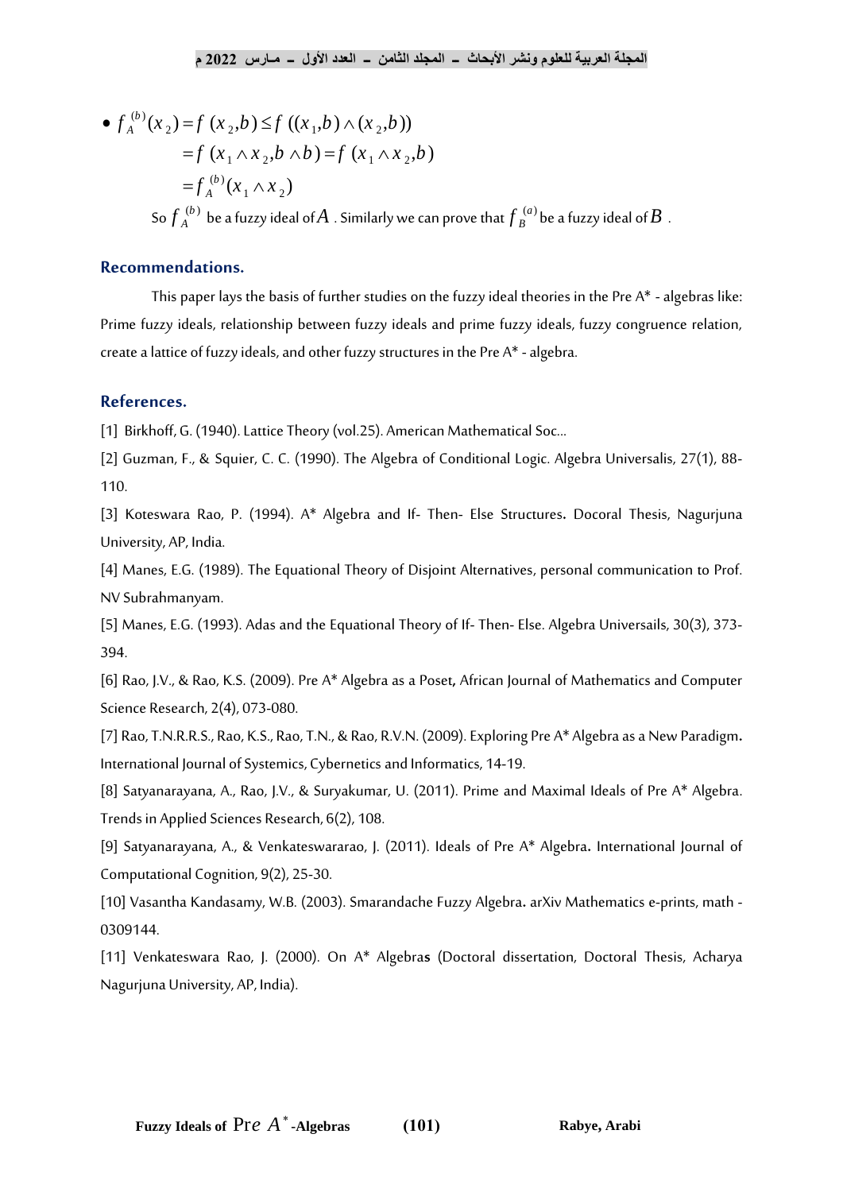- $$f_A^{(b)}(x_2) = f(x_2, b) \le f((x_1, b) \wedge (x_2, b))$$
$$= f(x_1 \wedge x_2, b \wedge b) = f(x_1 \wedge x_2, b)$$
$$= f_A^{(b)}(x_1 \wedge x_2)$$

So $f_A^{(b)}$ be a fuzzy ideal of $A$. Similarly we can prove that $f_B^{(a)}$ be a fuzzy ideal of $B$.

## Recommendations.

This paper lays the basis of further studies on the fuzzy ideal theories in the Pre A* - algebras like: Prime fuzzy ideals, relationship between fuzzy ideals and prime fuzzy ideals, fuzzy congruence relation, create a lattice of fuzzy ideals, and other fuzzy structures in the Pre A* - algebra.

## References.

[1] Birkhoff, G. (1940). Lattice Theory (vol.25). American Mathematical Soc...

[2] Guzman, F., & Squier, C. C. (1990). The Algebra of Conditional Logic. Algebra Universalis, 27(1), 88-110.

[3] Koteswara Rao, P. (1994). A* Algebra and If- Then- Else Structures. Docoral Thesis, Nagurjuna University, AP, India.

[4] Manes, E.G. (1989). The Equational Theory of Disjoint Alternatives, personal communication to Prof. NV Subrahmanyam.

[5] Manes, E.G. (1993). Adas and the Equational Theory of If- Then- Else. Algebra Universails, 30(3), 373-394.

[6] Rao, J.V., & Rao, K.S. (2009). Pre A* Algebra as a Poset, African Journal of Mathematics and Computer Science Research, 2(4), 073-080.

[7] Rao, T.N.R.R.S., Rao, K.S., Rao, T.N., & Rao, R.V.N. (2009). Exploring Pre A* Algebra as a New Paradigm. International Journal of Systemics, Cybernetics and Informatics, 14-19.

[8] Satyanarayana, A., Rao, J.V., & Suryakumar, U. (2011). Prime and Maximal Ideals of Pre A* Algebra. Trends in Applied Sciences Research, 6(2), 108.

[9] Satyanarayana, A., & Venkateswararao, J. (2011). Ideals of Pre A* Algebra. International Journal of Computational Cognition, 9(2), 25-30.

[10] Vasantha Kandasamy, W.B. (2003). Smarandache Fuzzy Algebra. arXiv Mathematics e-prints, math - 0309144.

[11] Venkateswara Rao, J. (2000). On A* Algebras (Doctoral dissertation, Doctoral Thesis, Acharya Nagurjuna University, AP, India).